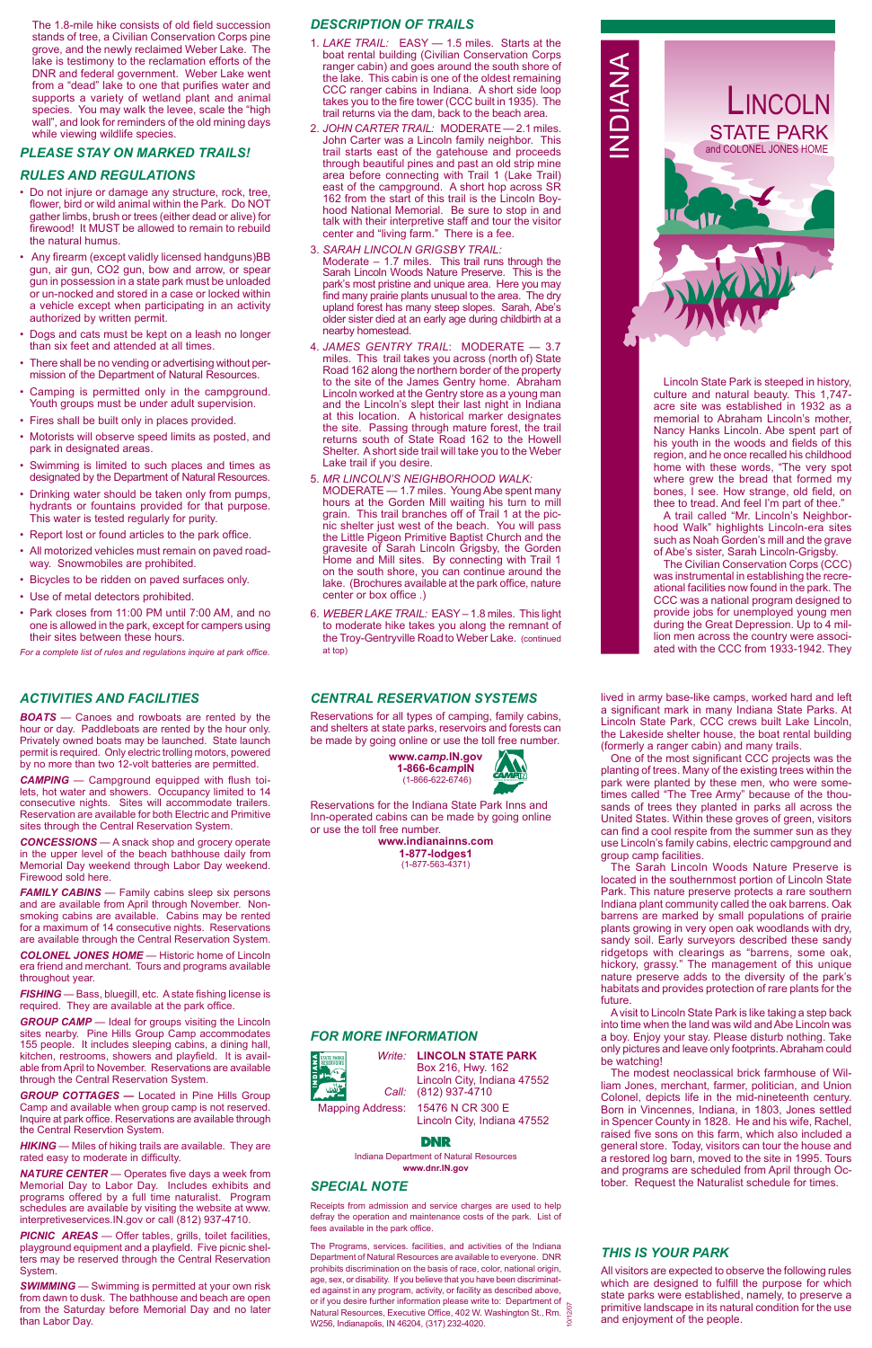# INDIANA

# Lincoln STATE PARK

## and COLONEL JONES HOME

Lincoln State Park is steeped in history, culture and natural beauty. This 1,747-acre site was established in 1932 as a memorial to Abraham Lincoln's mother, Nancy Hanks Lincoln. Abe spent part of his youth in the woods and fields of this region, and he once recalled his childhood home with these words, "The very spot where grew the bread that formed my bones, I see. How strange, old field, on thee to tread. And feel I'm part of thee."

A trail called "Mr. Lincoln's Neighborhood Walk" highlights Lincoln-era sites such as Noah Gordon's mill and the grave of Abe's sister, Sarah Lincoln-Grigsby.

The Civilian Conservation Corps (CCC) was instrumental in establishing the recreational facilities now found in the park. The CCC was a national program designed to provide jobs for unemployed young men during the Great Depression. Up to 4 million men across the country were associated with the CCC from 1933-1942. They lived in army base-like camps, worked hard and left a significant mark in many Indiana State Parks. At Lincoln State Park, CCC crews built Lake Lincoln, the Lakeside shelter house, the boat rental building (formerly a ranger cabin) and many trails.

One of the most significant CCC projects was the planting of trees. Many of the existing trees within the park were planted by these men, who were sometimes called "The Tree Army" because of the thousands of trees they planted in parks all across the United States. Within these groves of green, visitors can find a cool respite from the summer sun as they use Lincoln's family cabins, electric campground and group camp facilities.

The Sarah Lincoln Woods Nature Preserve is located in the southernmost portion of Lincoln State Park. This nature preserve protects a rare southern Indiana plant community called the oak barrens. Oak barrens are marked by small populations of prairie plants growing in very open oak woodlands with dry, sandy soil. Early surveyors described these sandy ridgetops with clearings as "barrens, some oak, hickory, grassy." The management of this unique nature preserve adds to the diversity of the park's habitats and provides protection of rare plants for the future.

A visit to Lincoln State Park is like taking a step back into time when the land was wild and Abe Lincoln was a boy. Enjoy your stay. Please disturb nothing. Take only pictures and leave only footprints. Abraham could be watching!

The modest neoclassical brick farmhouse of William Jones, merchant, farmer, politician, and Union Colonel, depicts life in the mid-nineteenth century. Born in Vincennes, Indiana, in 1803, Jones settled in Spencer County in 1828. He and his wife, Rachel, raised five sons on this farm, which also included a general store. Today, visitors can tour the house and a restored log barn, moved to the site in 1996. Tours and programs are scheduled from April through October. Request the Naturalist schedule for times.

## DESCRIPTION OF TRAILS

1. *LAKE TRAIL:* EASY — 1.5 miles. Starts at the boat rental building (Civilian Conservation Corps ranger cabin) and goes around the south shore of the lake. This cabin is one of the oldest remaining CCC ranger cabins in Indiana. A short side loop takes you to the fire tower (CCC built in 1935). The trail returns via the dam, back to the beach area.
2. *JOHN CARTER TRAIL:* MODERATE — 2.1 miles. John Carter was a Lincoln family neighbor. This trail starts east of the gatehouse and proceeds through beautiful pines and past an old strip mine area before connecting with Trail 1 (Lake Trail) east of the campground. A short hop across SR 162 from the start of this trail is the Lincoln Boyhood National Memorial. Be sure to stop in and talk with their interpretive staff and tour the visitor center and "living farm." There is a fee.
3. *SARAH LINCOLN GRIGSBY TRAIL:* Moderate – 1.7 miles. This trail runs through the Sarah Lincoln Woods Nature Preserve. This is the park's most pristine and unique area. Here you may find many prairie plants unusual to the area. The dry upland forest has many steep slopes. Sarah, Abe's older sister died at an early age during childbirth at a nearby homestead.
4. *JAMES GENTRY TRAIL:* MODERATE — 3.7 miles. This trail takes you across (north of) State Road 162 along the northern border of the property to the site of the James Gentry home. Abraham Lincoln worked at the Gentry store as a young man and the Lincoln's slept their last night in Indiana at this location. A historical marker designates the site. Passing through mature forest, the trail returns south of State Road 162 to the Howell Shelter. A short side trail will take you to the Weber Lake trail if you desire.
5. *MR LINCOLN'S NEIGHBORHOOD WALK:* MODERATE — 1.7 miles. Young Abe spent many hours at the Gordon Mill waiting his turn to mill grain. This trail branches off of Trail 1 at the picnic shelter just west of the beach. You will pass the Little Pigeon Primitive Baptist Church and the gravesite of Sarah Lincoln Grigsby, the Gordon Home and Mill sites. By connecting with Trail 1 on the south shore, you can continue around the lake. (Brochures available at the park office, nature center or box office.)
6. *WEBER LAKE TRAIL:* EASY – 1.8 miles. This light to moderate hike takes you along the remnant of the Troy-Gentryville Road to Weber Lake. (continued at top)

The 1.8-mile hike consists of old field succession stands of tree, a Civilian Conservation Corps pine grove, and the newly reclaimed Weber Lake. The lake is testimony to the reclamation efforts of the DNR and federal government. Weber Lake went from a "dead" lake to one that purifies water and supports a variety of wetland plant and animal species. You may walk the levee, scale the "high wall", and look for reminders of the old mining days while viewing wildlife species.

## PLEASE STAY ON MARKED TRAILS!

## RULES AND REGULATIONS

- Do not injure or damage any structure, rock, tree, flower, bird or wild animal within the Park. Do NOT gather limbs, brush or trees (either dead or alive) for firewood! It MUST be allowed to remain to rebuild the natural humus.
- Any firearm (except validly licensed handguns)BB gun, air gun, CO2 gun, bow and arrow, or spear gun in possession in a state park must be unloaded or un-nocked and stored in a case or locked within a vehicle except when participating in an activity authorized by written permit.
- Dogs and cats must be kept on a leash no longer than six feet and attended at all times.
- There shall be no vending or advertising without permission of the Department of Natural Resources.
- Camping is permitted only in the campground. Youth groups must be under adult supervision.
- Fires shall be built only in places provided.
- Motorists will observe speed limits as posted, and park in designated areas.
- Swimming is limited to such places and times as designated by the Department of Natural Resources.
- Drinking water should be taken only from pumps, hydrants or fountains provided for that purpose. This water is tested regularly for purity.
- Report lost or found articles to the park office.
- All motorized vehicles must remain on paved roadway. Snowmobiles are prohibited.
- Bicycles to be ridden on paved surfaces only.
- Use of metal detectors prohibited.
- Park closes from 11:00 PM until 7:00 AM, and no one is allowed in the park, except for campers using their sites between these hours.

*For a complete list of rules and regulations inquire at park office.*

## ACTIVITIES AND FACILITIES

***BOATS*** — Canoes and rowboats are rented by the hour or day. Paddleboats are rented by the hour only. Privately owned boats may be launched. State launch permit is required. Only electric trolling motors, powered by no more than two 12-volt batteries are permitted.

***CAMPING*** — Campground equipped with flush toilets, hot water and showers. Occupancy limited to 14 consecutive nights. Sites will accommodate trailers. Reservation are available for both Electric and Primitive sites through the Central Reservation System.

***CONCESSIONS*** — A snack shop and grocery operate in the upper level of the beach bathhouse daily from Memorial Day weekend through Labor Day weekend. Firewood sold here.

***FAMILY CABINS*** — Family cabins sleep six persons and are available from April through November. Non-smoking cabins are available. Cabins may be rented for a maximum of 14 consecutive nights. Reservations are available through the Central Reservation System.

***COLONEL JONES HOME*** — Historic home of Lincoln era friend and merchant. Tours and programs available throughout year.

***FISHING*** — Bass, bluegill, etc. A state fishing license is required. They are available at the park office.

***GROUP CAMP*** — Ideal for groups visiting the Lincoln sites nearby. Pine Hills Group Camp accommodates 155 people. It includes sleeping cabins, a dining hall, kitchen, restrooms, showers and playfield. It is available from April to November. Reservations are available through the Central Reservation System.

***GROUP COTTAGES*** — Located in Pine Hills Group Camp and available when group camp is not reserved. Inquire at park office. Reservations are available through the Central Reservion System.

***HIKING*** — Miles of hiking trails are available. They are rated easy to moderate in difficulty.

***NATURE CENTER*** — Operates five days a week from Memorial Day to Labor Day. Includes exhibits and programs offered by a full time naturalist. Program schedules are available by visiting the website at www.interpretiveservices.IN.gov or call (812) 937-4710.

***PICNIC AREAS*** — Offer tables, grills, toilet facilities, playground equipment and a playfield. Five picnic shelters may be reserved through the Central Reservation System.

***SWIMMING*** — Swimming is permitted at your own risk from dawn to dusk. The bathhouse and beach are open from the Saturday before Memorial Day and no later than Labor Day.

## CENTRAL RESERVATION SYSTEMS

Reservations for all types of camping, family cabins, and shelters at state parks, reservoirs and forests can be made by going online or by using the toll free number.

**www.camp.IN.gov**
**1-866-6campIN**
(1-866-622-6746)

Reservations for the Indiana State Park Inns and Inn-operated cabins can be made by going online or use the toll free number.

**www.indianainns.com**
**1-877-lodges1**
(1-877-563-4371)

## FOR MORE INFORMATION

*Write:* **LINCOLN STATE PARK**
Box 216, Hwy. 162
Lincoln City, Indiana 47552
*Call:* (812) 937-4710
Mapping Address: 15476 N CR 300 E
Lincoln City, Indiana 47552

**DNR**
Indiana Department of Natural Resources
**www.dnr.IN.gov**

## SPECIAL NOTE

Receipts from admission and service charges are used to help defray the operation and maintenance costs of the park. List of fees available in the park office.

The Programs, services, facilities, and activities of the Indiana Department of Natural Resources are available to everyone. DNR prohibits discrimination on the basis of race, color, national origin, age, sex, or disability. If you believe that you have been discriminated against in any program, activity, or facility as described above, or if you desire further information please write to: Department of Natural Resources, Executive Office, 402 W. Washington St., Rm. W256, Indianapolis, IN 46204, (317) 232-4020.

10/12/07

## THIS IS YOUR PARK

All visitors are expected to observe the following rules which are designed to fulfill the purpose for which state parks were established, namely, to preserve a primitive landscape in its natural condition for the use and enjoyment of the people.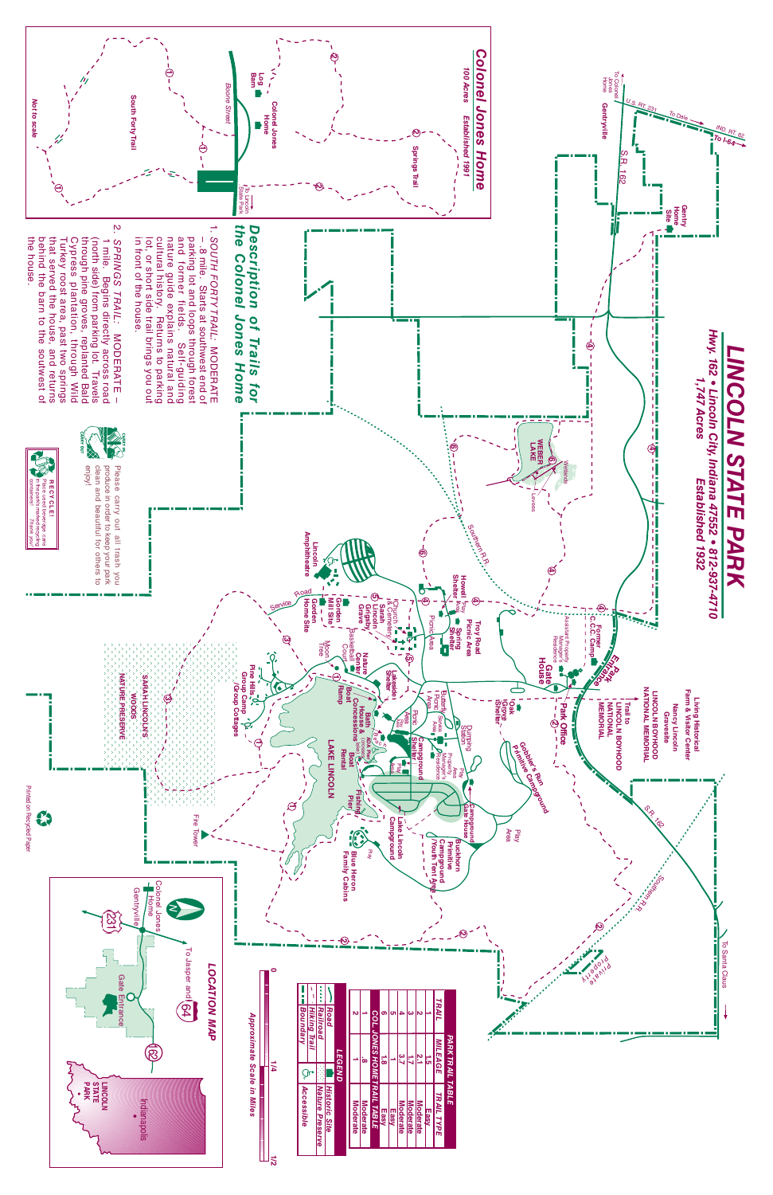# LINCOLN STATE PARK

**Hwy. 162 • Lincoln City, Indiana 47552 • 812-937-4710**

**1,747 Acres**

**Established 1932**

## Colonel Jones Home

**100 Acres Established 1991**

Not to scale

## Description of Trails for the Colonel Jones Home

1. *SOUTH FORTY TRAIL:* MODERATE – .8 mile. Starts at southwest end of parking lot and loops through forest and former fields. Self-guiding nature guide explains natural and cultural history. Returns to parking lot, or short side trail brings you out in front of the house.

2. *SPRINGS TRAIL:* MODERATE – 1 mile. Begins directly across road (north side) from parking lot. Travels through pine groves, replanted Bald Cypress plantation, through Wild Turkey roost area, past two springs that served the house, and returns behind the barn to the southwest of the house.

Please carry out all trash you produce in order to keep your park clean and beautiful for others to enjoy!

RECYCLE! Place cans and beverage cans in the proper marked recycling containers! Thank you.

| PARK TRAIL TABLE | | |
|---|---|---|
| TRAIL | MILEAGE | TRAIL TYPE |
| 1 | 1.5 | Easy |
| 2 | 2.1 | Moderate |
| 3 | 1.7 | Moderate |
| 4 | 3.7 | Moderate |
| 5 | 1 | Easy |
| 6 | 1.8 | Easy |
| COL. JONES HOME TRAIL TABLE | | |
| 1 | .8 | Moderate |
| 2 | 1 | Moderate |

## LEGEND

Road
Railroad
Hiking Trail
Boundary
Historic Site
Nature Preserve
Accessible

Approximate Scale in Miles: 0, 1/4, 1/2

## LOCATION MAP

Printed on Recycled Paper